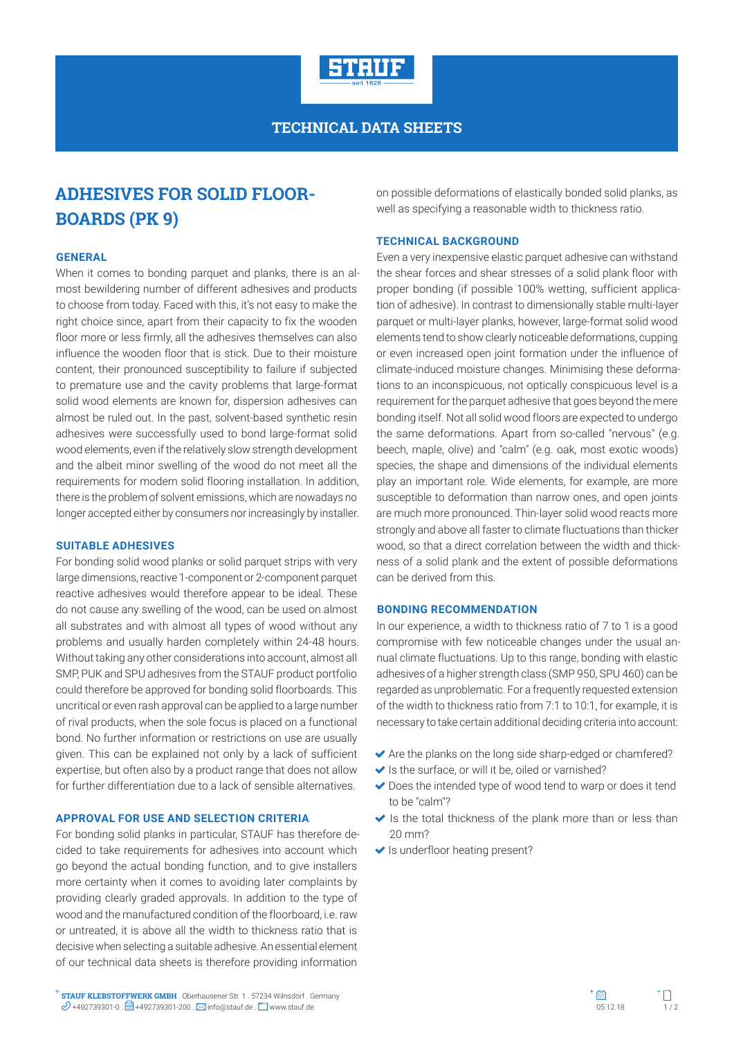# TECHNICAL DATA SHEETS

## ADHESIVES FOR SOLID FLOOR-BOARDS (PK 9)

### GENERAL

When it comes to bonding parquet and planks, there is an almost bewildering number of different adhesives and products to choose from today. Faced with this, it's not easy to make the right choice since, apart from their capacity to fix the wooden floor more or less firmly, all the adhesives themselves can also influence the wooden floor that is stick. Due to their moisture content, their pronounced susceptibility to failure if subjected to premature use and the cavity problems that large-format solid wood elements are known for, dispersion adhesives can almost be ruled out. In the past, solvent-based synthetic resin adhesives were successfully used to bond large-format solid wood elements, even if the relatively slow strength development and the albeit minor swelling of the wood do not meet all the requirements for modern solid flooring installation. In addition, there is the problem of solvent emissions, which are nowadays no longer accepted either by consumers nor increasingly by installer.

### SUITABLE ADHESIVES

For bonding solid wood planks or solid parquet strips with very large dimensions, reactive 1-component or 2-component parquet reactive adhesives would therefore appear to be ideal. These do not cause any swelling of the wood, can be used on almost all substrates and with almost all types of wood without any problems and usually harden completely within 24-48 hours. Without taking any other considerations into account, almost all SMP, PUK and SPU adhesives from the STAUF product portfolio could therefore be approved for bonding solid floorboards. This uncritical or even rash approval can be applied to a large number of rival products, when the sole focus is placed on a functional bond. No further information or restrictions on use are usually given. This can be explained not only by a lack of sufficient expertise, but often also by a product range that does not allow for further differentiation due to a lack of sensible alternatives.

### APPROVAL FOR USE AND SELECTION CRITERIA

For bonding solid planks in particular, STAUF has therefore decided to take requirements for adhesives into account which go beyond the actual bonding function, and to give installers more certainty when it comes to avoiding later complaints by providing clearly graded approvals. In addition to the type of wood and the manufactured condition of the floorboard, i.e. raw or untreated, it is above all the width to thickness ratio that is decisive when selecting a suitable adhesive. An essential element of our technical data sheets is therefore providing information on possible deformations of elastically bonded solid planks, as well as specifying a reasonable width to thickness ratio.

### TECHNICAL BACKGROUND

Even a very inexpensive elastic parquet adhesive can withstand the shear forces and shear stresses of a solid plank floor with proper bonding (if possible 100% wetting, sufficient application of adhesive). In contrast to dimensionally stable multi-layer parquet or multi-layer planks, however, large-format solid wood elements tend to show clearly noticeable deformations, cupping or even increased open joint formation under the influence of climate-induced moisture changes. Minimising these deformations to an inconspicuous, not optically conspicuous level is a requirement for the parquet adhesive that goes beyond the mere bonding itself. Not all solid wood floors are expected to undergo the same deformations. Apart from so-called "nervous" (e.g. beech, maple, olive) and "calm" (e.g. oak, most exotic woods) species, the shape and dimensions of the individual elements play an important role. Wide elements, for example, are more susceptible to deformation than narrow ones, and open joints are much more pronounced. Thin-layer solid wood reacts more strongly and above all faster to climate fluctuations than thicker wood, so that a direct correlation between the width and thickness of a solid plank and the extent of possible deformations can be derived from this.

### BONDING RECOMMENDATION

In our experience, a width to thickness ratio of 7 to 1 is a good compromise with few noticeable changes under the usual annual climate fluctuations. Up to this range, bonding with elastic adhesives of a higher strength class (SMP 950, SPU 460) can be regarded as unproblematic. For a frequently requested extension of the width to thickness ratio from 7:1 to 10:1, for example, it is necessary to take certain additional deciding criteria into account:

- Are the planks on the long side sharp-edged or chamfered?
- Is the surface, or will it be, oiled or varnished?
- Does the intended type of wood tend to warp or does it tend to be "calm"?
- Is the total thickness of the plank more than or less than 20 mm?
- Is underfloor heating present?

STAUF KLEBSTOFFWERK GMBH . Oberhausener Str. 1 . 57234 Wilnsdorf . Germany
+492739301-0 . +492739301-200 . info@stauf.de . www.stauf.de

05.12.18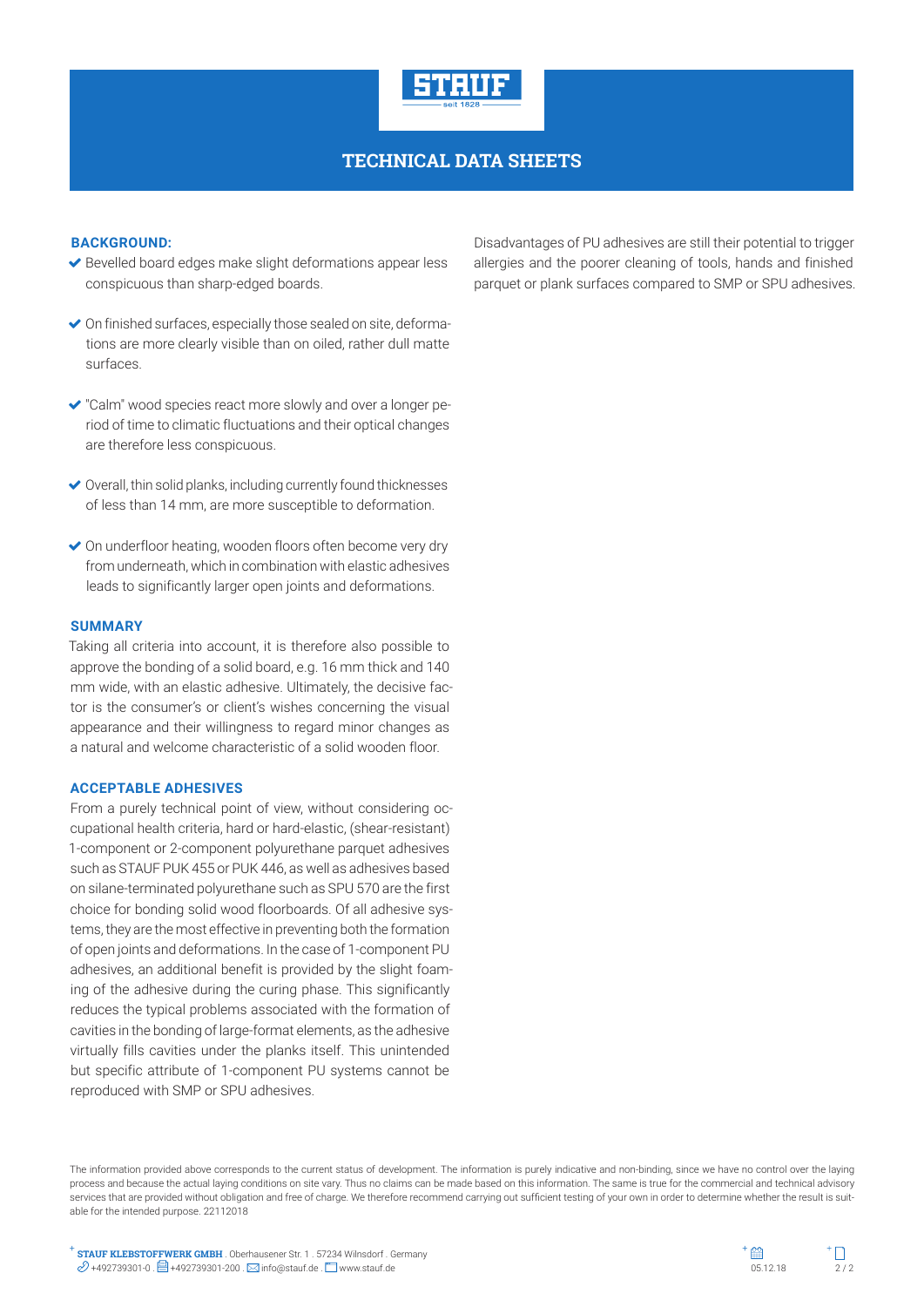# TECHNICAL DATA SHEETS

## BACKGROUND:

- Bevelled board edges make slight deformations appear less conspicuous than sharp-edged boards.
- On finished surfaces, especially those sealed on site, deformations are more clearly visible than on oiled, rather dull matte surfaces.
- "Calm" wood species react more slowly and over a longer period of time to climatic fluctuations and their optical changes are therefore less conspicuous.
- Overall, thin solid planks, including currently found thicknesses of less than 14 mm, are more susceptible to deformation.
- On underfloor heating, wooden floors often become very dry from underneath, which in combination with elastic adhesives leads to significantly larger open joints and deformations.

## SUMMARY

Taking all criteria into account, it is therefore also possible to approve the bonding of a solid board, e.g. 16 mm thick and 140 mm wide, with an elastic adhesive. Ultimately, the decisive factor is the consumer's or client's wishes concerning the visual appearance and their willingness to regard minor changes as a natural and welcome characteristic of a solid wooden floor.

## ACCEPTABLE ADHESIVES

From a purely technical point of view, without considering occupational health criteria, hard or hard-elastic, (shear-resistant) 1-component or 2-component polyurethane parquet adhesives such as STAUF PUK 455 or PUK 446, as well as adhesives based on silane-terminated polyurethane such as SPU 570 are the first choice for bonding solid wood floorboards. Of all adhesive systems, they are the most effective in preventing both the formation of open joints and deformations. In the case of 1-component PU adhesives, an additional benefit is provided by the slight foaming of the adhesive during the curing phase. This significantly reduces the typical problems associated with the formation of cavities in the bonding of large-format elements, as the adhesive virtually fills cavities under the planks itself. This unintended but specific attribute of 1-component PU systems cannot be reproduced with SMP or SPU adhesives.

Disadvantages of PU adhesives are still their potential to trigger allergies and the poorer cleaning of tools, hands and finished parquet or plank surfaces compared to SMP or SPU adhesives.

The information provided above corresponds to the current status of development. The information is purely indicative and non-binding, since we have no control over the laying process and because the actual laying conditions on site vary. Thus no claims can be made based on this information. The same is true for the commercial and technical advisory services that are provided without obligation and free of charge. We therefore recommend carrying out sufficient testing of your own in order to determine whether the result is suitable for the intended purpose. 22112018

**STAUF KLEBSTOFFWERK GMBH** . Oberhausener Str. 1 . 57234 Wilnsdorf . Germany
+492739301-0 . +492739301-200 . info@stauf.de . www.stauf.de

05.12.18